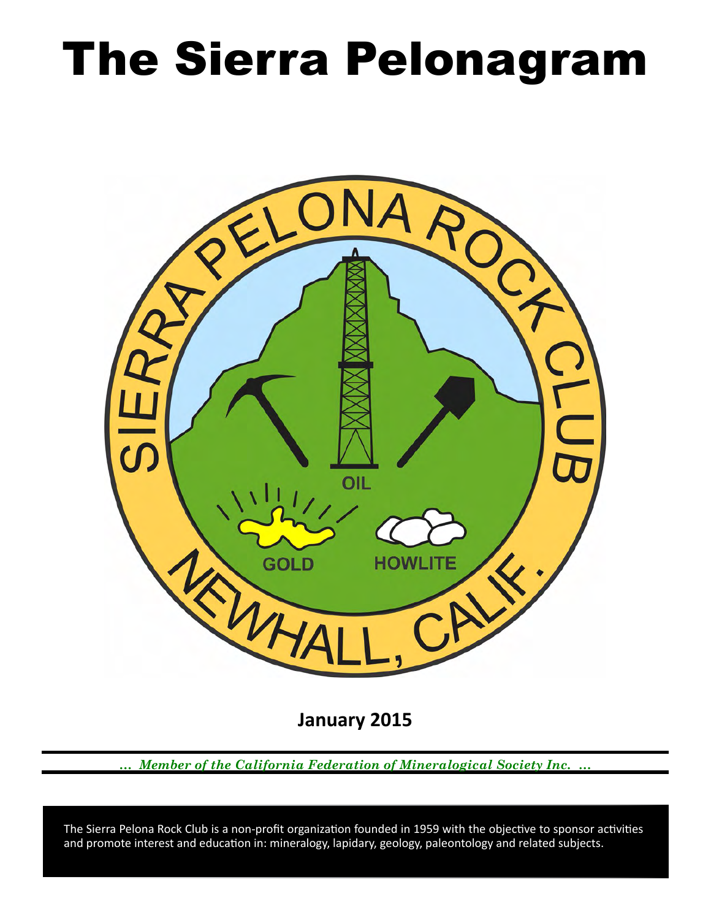# The Sierra Pelonagram

SIERRA PELONA ROCK CLUB

OIL

GOLD

HOWLITE

NEWHALL, CALIF.

**January 2015**

*... Member of the California Federation of Mineralogical Society Inc. ...*

The Sierra Pelona Rock Club is a non-profit organization founded in 1959 with the objective to sponsor activities and promote interest and education in: mineralogy, lapidary, geology, paleontology and related subjects.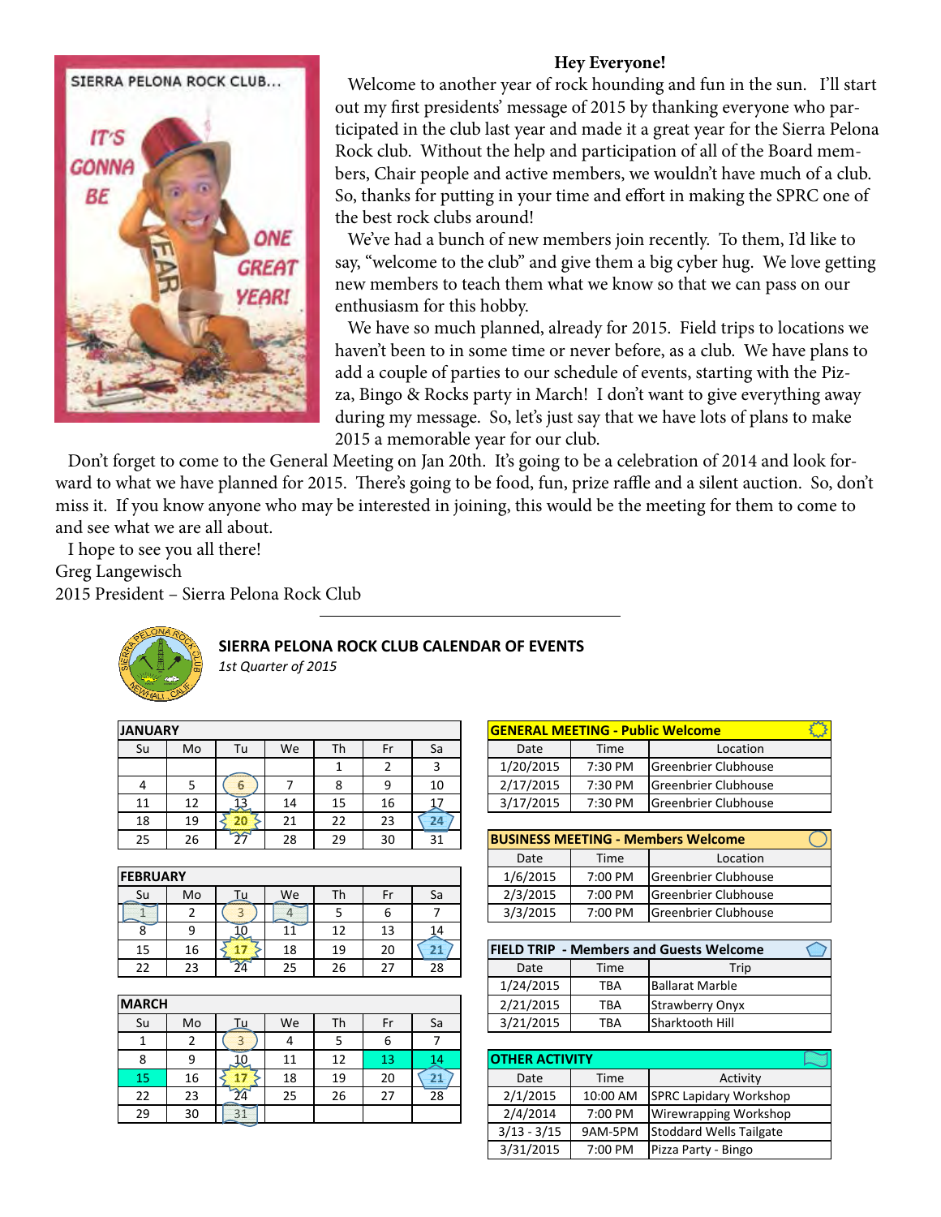## Hey Everyone!

Welcome to another year of rock hounding and fun in the sun. I'll start out my first presidents' message of 2015 by thanking everyone who participated in the club last year and made it a great year for the Sierra Pelona Rock club. Without the help and participation of all of the Board members, Chair people and active members, we wouldn't have much of a club. So, thanks for putting in your time and effort in making the SPRC one of the best rock clubs around!

We've had a bunch of new members join recently. To them, I'd like to say, "welcome to the club" and give them a big cyber hug. We love getting new members to teach them what we know so that we can pass on our enthusiasm for this hobby.

We have so much planned, already for 2015. Field trips to locations we haven't been to in some time or never before, as a club. We have plans to add a couple of parties to our schedule of events, starting with the Pizza, Bingo & Rocks party in March! I don't want to give everything away during my message. So, let's just say that we have lots of plans to make 2015 a memorable year for our club.

Don't forget to come to the General Meeting on Jan 20th. It's going to be a celebration of 2014 and look forward to what we have planned for 2015. There's going to be food, fun, prize raffle and a silent auction. So, don't miss it. If you know anyone who may be interested in joining, this would be the meeting for them to come to and see what we are all about.

I hope to see you all there!

Greg Langewisch
2015 President – Sierra Pelona Rock Club

---

## SIERRA PELONA ROCK CLUB CALENDAR OF EVENTS

*1st Quarter of 2015*

**JANUARY**

| Su | Mo | Tu | We | Th | Fr | Sa |
|---|---|---|---|---|---|---|
| | | | | 1 | 2 | 3 |
| 4 | 5 | 6 | 7 | 8 | 9 | 10 |
| 11 | 12 | 13 | 14 | 15 | 16 | 17 |
| 18 | 19 | 20 | 21 | 22 | 23 | 24 |
| 25 | 26 | 27 | 28 | 29 | 30 | 31 |

**FEBRUARY**

| Su | Mo | Tu | We | Th | Fr | Sa |
|---|---|---|---|---|---|---|
| 1 | 2 | 3 | 4 | 5 | 6 | 7 |
| 8 | 9 | 10 | 11 | 12 | 13 | 14 |
| 15 | 16 | 17 | 18 | 19 | 20 | 21 |
| 22 | 23 | 24 | 25 | 26 | 27 | 28 |

**MARCH**

| Su | Mo | Tu | We | Th | Fr | Sa |
|---|---|---|---|---|---|---|
| 1 | 2 | 3 | 4 | 5 | 6 | 7 |
| 8 | 9 | 10 | 11 | 12 | 13 | 14 |
| 15 | 16 | 17 | 18 | 19 | 20 | 21 |
| 22 | 23 | 24 | 25 | 26 | 27 | 28 |
| 29 | 30 | 31 | | | | |

**GENERAL MEETING - Public Welcome**

| Date | Time | Location |
|---|---|---|
| 1/20/2015 | 7:30 PM | Greenbrier Clubhouse |
| 2/17/2015 | 7:30 PM | Greenbrier Clubhouse |
| 3/17/2015 | 7:30 PM | Greenbrier Clubhouse |

**BUSINESS MEETING - Members Welcome**

| Date | Time | Location |
|---|---|---|
| 1/6/2015 | 7:00 PM | Greenbrier Clubhouse |
| 2/3/2015 | 7:00 PM | Greenbrier Clubhouse |
| 3/3/2015 | 7:00 PM | Greenbrier Clubhouse |

**FIELD TRIP - Members and Guests Welcome**

| Date | Time | Trip |
|---|---|---|
| 1/24/2015 | TBA | Ballarat Marble |
| 2/21/2015 | TBA | Strawberry Onyx |
| 3/21/2015 | TBA | Sharktooth Hill |

**OTHER ACTIVITY**

| Date | Time | Activity |
|---|---|---|
| 2/1/2015 | 10:00 AM | SPRC Lapidary Workshop |
| 2/4/2014 | 7:00 PM | Wirewrapping Workshop |
| 3/13 - 3/15 | 9AM-5PM | Stoddard Wells Tailgate |
| 3/31/2015 | 7:00 PM | Pizza Party - Bingo |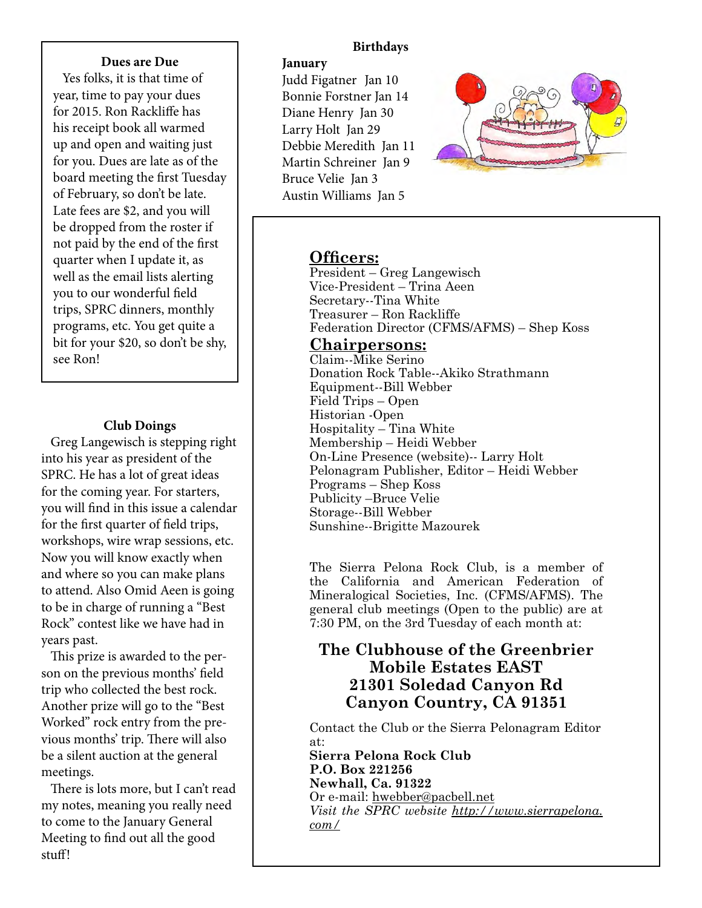### Dues are Due

Yes folks, it is that time of year, time to pay your dues for 2015. Ron Rackliffe has his receipt book all warmed up and open and waiting just for you. Dues are late as of the board meeting the first Tuesday of February, so don't be late. Late fees are $2, and you will be dropped from the roster if not paid by the end of the first quarter when I update it, as well as the email lists alerting you to our wonderful field trips, SPRC dinners, monthly programs, etc. You get quite a bit for your $20, so don't be shy, see Ron!

### Club Doings

Greg Langewisch is stepping right into his year as president of the SPRC. He has a lot of great ideas for the coming year. For starters, you will find in this issue a calendar for the first quarter of field trips, workshops, wire wrap sessions, etc. Now you will know exactly when and where so you can make plans to attend. Also Omid Aeen is going to be in charge of running a "Best Rock" contest like we have had in years past.

This prize is awarded to the person on the previous months' field trip who collected the best rock. Another prize will go to the "Best Worked" rock entry from the previous months' trip. There will also be a silent auction at the general meetings.

There is lots more, but I can't read my notes, meaning you really need to come to the January General Meeting to find out all the good stuff!

### Birthdays

**January**

Judd Figatner Jan 10
Bonnie Forstner Jan 14
Diane Henry Jan 30
Larry Holt Jan 29
Debbie Meredith Jan 11
Martin Schreiner Jan 9
Bruce Velie Jan 3
Austin Williams Jan 5

## Officers:

President – Greg Langewisch
Vice-President – Trina Aeen
Secretary--Tina White
Treasurer – Ron Rackliffe
Federation Director (CFMS/AFMS) – Shep Koss

## Chairpersons:

Claim--Mike Serino
Donation Rock Table--Akiko Strathmann
Equipment--Bill Webber
Field Trips – Open
Historian -Open
Hospitality – Tina White
Membership – Heidi Webber
On-Line Presence (website)-- Larry Holt
Pelonagram Publisher, Editor – Heidi Webber
Programs – Shep Koss
Publicity –Bruce Velie
Storage--Bill Webber
Sunshine--Brigitte Mazourek

The Sierra Pelona Rock Club, is a member of the California and American Federation of Mineralogical Societies, Inc. (CFMS/AFMS). The general club meetings (Open to the public) are at 7:30 PM, on the 3rd Tuesday of each month at:

**The Clubhouse of the Greenbrier Mobile Estates EAST**
**21301 Soledad Canyon Rd**
**Canyon Country, CA 91351**

Contact the Club or the Sierra Pelonagram Editor at:
**Sierra Pelona Rock Club**
**P.O. Box 221256**
**Newhall, Ca. 91322**
Or e-mail: hwebber@pacbell.net
*Visit the SPRC website http://www.sierrapelona.com/*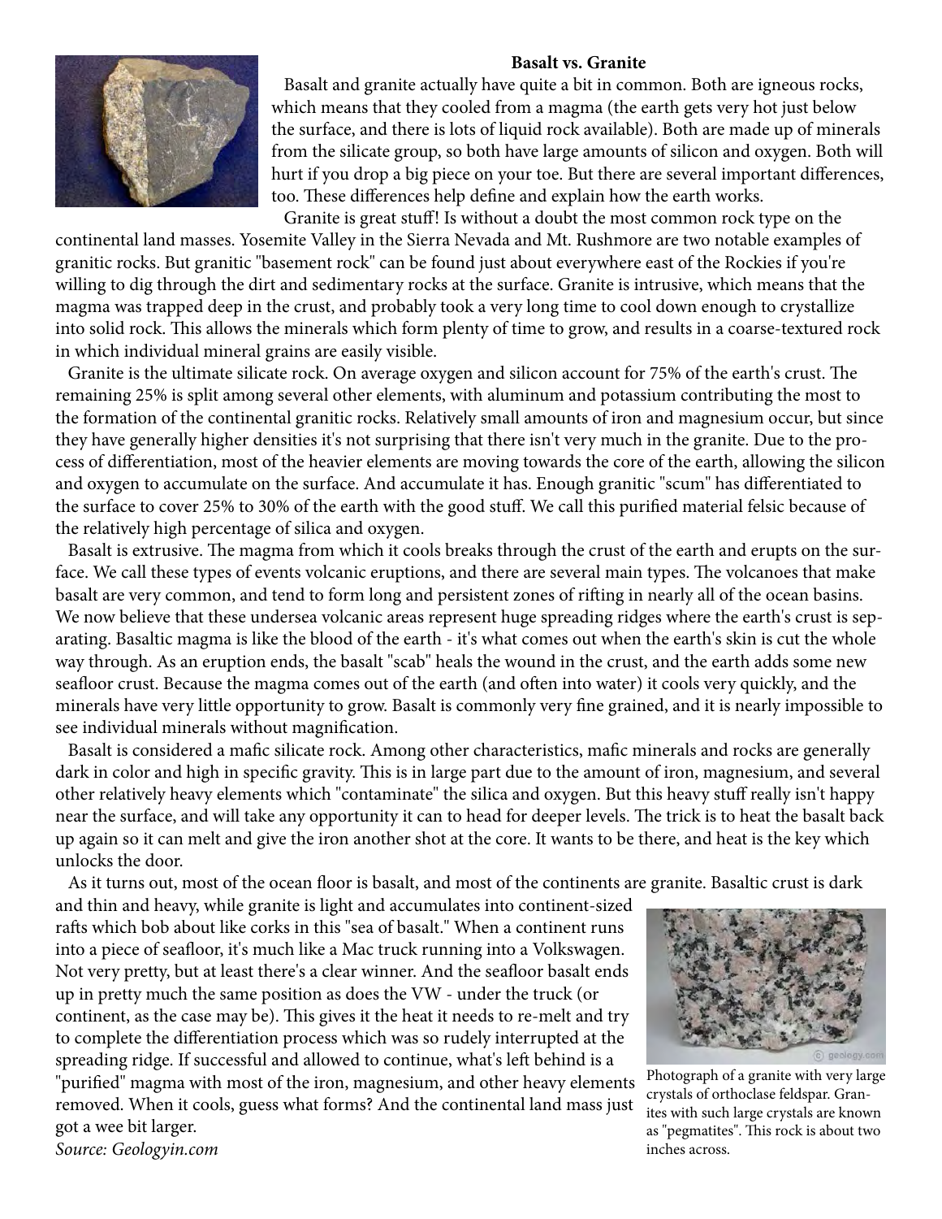### Basalt vs. Granite

Basalt and granite actually have quite a bit in common. Both are igneous rocks, which means that they cooled from a magma (the earth gets very hot just below the surface, and there is lots of liquid rock available). Both are made up of minerals from the silicate group, so both have large amounts of silicon and oxygen. Both will hurt if you drop a big piece on your toe. But there are several important differences, too. These differences help define and explain how the earth works.

Granite is great stuff! Is without a doubt the most common rock type on the continental land masses. Yosemite Valley in the Sierra Nevada and Mt. Rushmore are two notable examples of granitic rocks. But granitic "basement rock" can be found just about everywhere east of the Rockies if you're willing to dig through the dirt and sedimentary rocks at the surface. Granite is intrusive, which means that the magma was trapped deep in the crust, and probably took a very long time to cool down enough to crystallize into solid rock. This allows the minerals which form plenty of time to grow, and results in a coarse-textured rock in which individual mineral grains are easily visible.

Granite is the ultimate silicate rock. On average oxygen and silicon account for 75% of the earth's crust. The remaining 25% is split among several other elements, with aluminum and potassium contributing the most to the formation of the continental granitic rocks. Relatively small amounts of iron and magnesium occur, but since they have generally higher densities it's not surprising that there isn't very much in the granite. Due to the process of differentiation, most of the heavier elements are moving towards the core of the earth, allowing the silicon and oxygen to accumulate on the surface. And accumulate it has. Enough granitic "scum" has differentiated to the surface to cover 25% to 30% of the earth with the good stuff. We call this purified material felsic because of the relatively high percentage of silica and oxygen.

Basalt is extrusive. The magma from which it cools breaks through the crust of the earth and erupts on the surface. We call these types of events volcanic eruptions, and there are several main types. The volcanoes that make basalt are very common, and tend to form long and persistent zones of rifting in nearly all of the ocean basins. We now believe that these undersea volcanic areas represent huge spreading ridges where the earth's crust is separating. Basaltic magma is like the blood of the earth - it's what comes out when the earth's skin is cut the whole way through. As an eruption ends, the basalt "scab" heals the wound in the crust, and the earth adds some new seafloor crust. Because the magma comes out of the earth (and often into water) it cools very quickly, and the minerals have very little opportunity to grow. Basalt is commonly very fine grained, and it is nearly impossible to see individual minerals without magnification.

Basalt is considered a mafic silicate rock. Among other characteristics, mafic minerals and rocks are generally dark in color and high in specific gravity. This is in large part due to the amount of iron, magnesium, and several other relatively heavy elements which "contaminate" the silica and oxygen. But this heavy stuff really isn't happy near the surface, and will take any opportunity it can to head for deeper levels. The trick is to heat the basalt back up again so it can melt and give the iron another shot at the core. It wants to be there, and heat is the key which unlocks the door.

As it turns out, most of the ocean floor is basalt, and most of the continents are granite. Basaltic crust is dark and thin and heavy, while granite is light and accumulates into continent-sized rafts which bob about like corks in this "sea of basalt." When a continent runs into a piece of seafloor, it's much like a Mac truck running into a Volkswagen. Not very pretty, but at least there's a clear winner. And the seafloor basalt ends up in pretty much the same position as does the VW - under the truck (or continent, as the case may be). This gives it the heat it needs to re-melt and try to complete the differentiation process which was so rudely interrupted at the spreading ridge. If successful and allowed to continue, what's left behind is a "purified" magma with most of the iron, magnesium, and other heavy elements removed. When it cools, guess what forms? And the continental land mass just got a wee bit larger.

*Source: Geologyin.com*

Photograph of a granite with very large crystals of orthoclase feldspar. Granites with such large crystals are known as "pegmatites". This rock is about two inches across.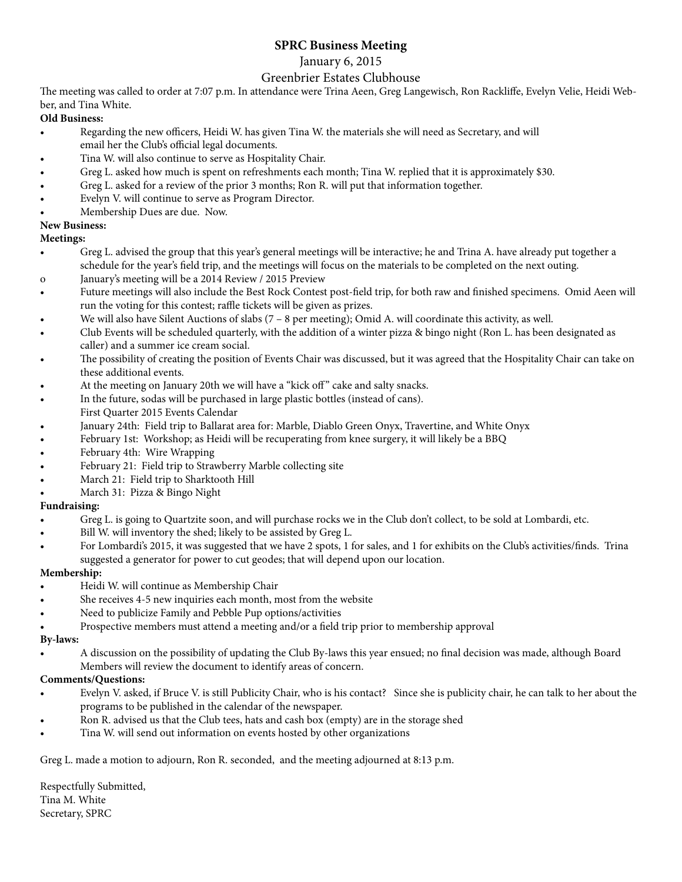# SPRC Business Meeting

January 6, 2015

Greenbrier Estates Clubhouse

The meeting was called to order at 7:07 p.m. In attendance were Trina Aeen, Greg Langewisch, Ron Rackliffe, Evelyn Velie, Heidi Webber, and Tina White.

**Old Business:**

- Regarding the new officers, Heidi W. has given Tina W. the materials she will need as Secretary, and will email her the Club's official legal documents.
- Tina W. will also continue to serve as Hospitality Chair.
- Greg L. asked how much is spent on refreshments each month; Tina W. replied that it is approximately $30.
- Greg L. asked for a review of the prior 3 months; Ron R. will put that information together.
- Evelyn V. will continue to serve as Program Director.
- Membership Dues are due. Now.

**New Business:**

**Meetings:**

- Greg L. advised the group that this year's general meetings will be interactive; he and Trina A. have already put together a schedule for the year's field trip, and the meetings will focus on the materials to be completed on the next outing.
  - o January's meeting will be a 2014 Review / 2015 Preview
- Future meetings will also include the Best Rock Contest post-field trip, for both raw and finished specimens. Omid Aeen will run the voting for this contest; raffle tickets will be given as prizes.
- We will also have Silent Auctions of slabs (7 – 8 per meeting); Omid A. will coordinate this activity, as well.
- Club Events will be scheduled quarterly, with the addition of a winter pizza & bingo night (Ron L. has been designated as caller) and a summer ice cream social.
- The possibility of creating the position of Events Chair was discussed, but it was agreed that the Hospitality Chair can take on these additional events.
- At the meeting on January 20th we will have a "kick off" cake and salty snacks.
- In the future, sodas will be purchased in large plastic bottles (instead of cans).

First Quarter 2015 Events Calendar

- January 24th: Field trip to Ballarat area for: Marble, Diablo Green Onyx, Travertine, and White Onyx
- February 1st: Workshop; as Heidi will be recuperating from knee surgery, it will likely be a BBQ
- February 4th: Wire Wrapping
- February 21: Field trip to Strawberry Marble collecting site
- March 21: Field trip to Sharktooth Hill
- March 31: Pizza & Bingo Night

**Fundraising:**

- Greg L. is going to Quartzite soon, and will purchase rocks we in the Club don't collect, to be sold at Lombardi, etc.
- Bill W. will inventory the shed; likely to be assisted by Greg L.
- For Lombardi's 2015, it was suggested that we have 2 spots, 1 for sales, and 1 for exhibits on the Club's activities/finds. Trina suggested a generator for power to cut geodes; that will depend upon our location.

**Membership:**

- Heidi W. will continue as Membership Chair
- She receives 4-5 new inquiries each month, most from the website
- Need to publicize Family and Pebble Pup options/activities
- Prospective members must attend a meeting and/or a field trip prior to membership approval

**By-laws:**

- A discussion on the possibility of updating the Club By-laws this year ensued; no final decision was made, although Board Members will review the document to identify areas of concern.

**Comments/Questions:**

- Evelyn V. asked, if Bruce V. is still Publicity Chair, who is his contact? Since she is publicity chair, he can talk to her about the programs to be published in the calendar of the newspaper.
- Ron R. advised us that the Club tees, hats and cash box (empty) are in the storage shed
- Tina W. will send out information on events hosted by other organizations

Greg L. made a motion to adjourn, Ron R. seconded, and the meeting adjourned at 8:13 p.m.

Respectfully Submitted,
Tina M. White
Secretary, SPRC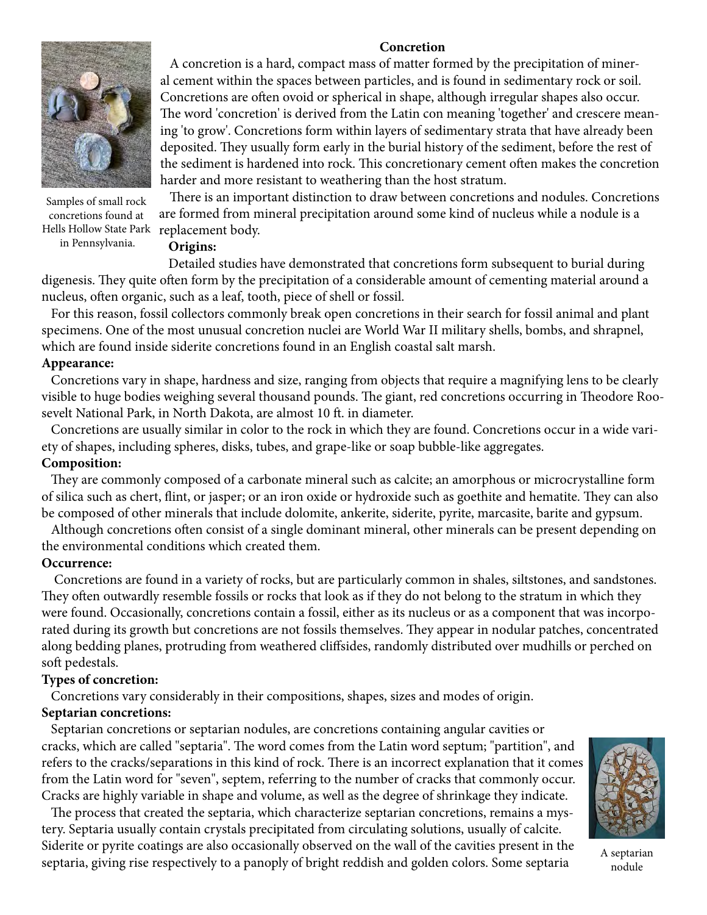## Concretion

A concretion is a hard, compact mass of matter formed by the precipitation of mineral cement within the spaces between particles, and is found in sedimentary rock or soil. Concretions are often ovoid or spherical in shape, although irregular shapes also occur. The word 'concretion' is derived from the Latin con meaning 'together' and crescere meaning 'to grow'. Concretions form within layers of sedimentary strata that have already been deposited. They usually form early in the burial history of the sediment, before the rest of the sediment is hardened into rock. This concretionary cement often makes the concretion harder and more resistant to weathering than the host stratum.

Samples of small rock concretions found at Hells Hollow State Park in Pennsylvania.

There is an important distinction to draw between concretions and nodules. Concretions are formed from mineral precipitation around some kind of nucleus while a nodule is a replacement body.

**Origins:**

Detailed studies have demonstrated that concretions form subsequent to burial during digenesis. They quite often form by the precipitation of a considerable amount of cementing material around a nucleus, often organic, such as a leaf, tooth, piece of shell or fossil.

For this reason, fossil collectors commonly break open concretions in their search for fossil animal and plant specimens. One of the most unusual concretion nuclei are World War II military shells, bombs, and shrapnel, which are found inside siderite concretions found in an English coastal salt marsh.

**Appearance:**

Concretions vary in shape, hardness and size, ranging from objects that require a magnifying lens to be clearly visible to huge bodies weighing several thousand pounds. The giant, red concretions occurring in Theodore Roosevelt National Park, in North Dakota, are almost 10 ft. in diameter.

Concretions are usually similar in color to the rock in which they are found. Concretions occur in a wide variety of shapes, including spheres, disks, tubes, and grape-like or soap bubble-like aggregates.

**Composition:**

They are commonly composed of a carbonate mineral such as calcite; an amorphous or microcrystalline form of silica such as chert, flint, or jasper; or an iron oxide or hydroxide such as goethite and hematite. They can also be composed of other minerals that include dolomite, ankerite, siderite, pyrite, marcasite, barite and gypsum.

Although concretions often consist of a single dominant mineral, other minerals can be present depending on the environmental conditions which created them.

**Occurrence:**

Concretions are found in a variety of rocks, but are particularly common in shales, siltstones, and sandstones. They often outwardly resemble fossils or rocks that look as if they do not belong to the stratum in which they were found. Occasionally, concretions contain a fossil, either as its nucleus or as a component that was incorporated during its growth but concretions are not fossils themselves. They appear in nodular patches, concentrated along bedding planes, protruding from weathered cliffsides, randomly distributed over mudhills or perched on soft pedestals.

**Types of concretion:**

Concretions vary considerably in their compositions, shapes, sizes and modes of origin.

**Septarian concretions:**

Septarian concretions or septarian nodules, are concretions containing angular cavities or cracks, which are called "septaria". The word comes from the Latin word septum; "partition", and refers to the cracks/separations in this kind of rock. There is an incorrect explanation that it comes from the Latin word for "seven", septem, referring to the number of cracks that commonly occur. Cracks are highly variable in shape and volume, as well as the degree of shrinkage they indicate.

A septarian nodule

The process that created the septaria, which characterize septarian concretions, remains a mystery. Septaria usually contain crystals precipitated from circulating solutions, usually of calcite. Siderite or pyrite coatings are also occasionally observed on the wall of the cavities present in the septaria, giving rise respectively to a panoply of bright reddish and golden colors. Some septaria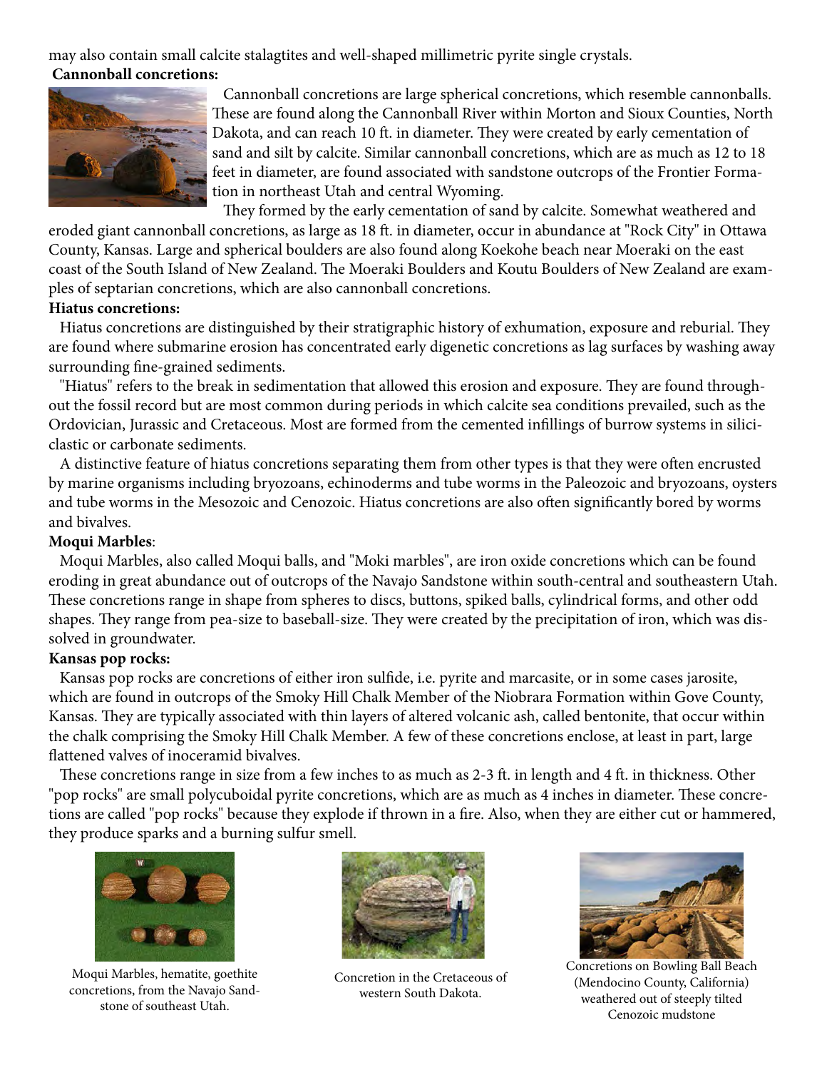may also contain small calcite stalagtites and well-shaped millimetric pyrite single crystals.

**Cannonball concretions:**

Cannonball concretions are large spherical concretions, which resemble cannonballs. These are found along the Cannonball River within Morton and Sioux Counties, North Dakota, and can reach 10 ft. in diameter. They were created by early cementation of sand and silt by calcite. Similar cannonball concretions, which are as much as 12 to 18 feet in diameter, are found associated with sandstone outcrops of the Frontier Formation in northeast Utah and central Wyoming.

They formed by the early cementation of sand by calcite. Somewhat weathered and eroded giant cannonball concretions, as large as 18 ft. in diameter, occur in abundance at "Rock City" in Ottawa County, Kansas. Large and spherical boulders are also found along Koekohe beach near Moeraki on the east coast of the South Island of New Zealand. The Moeraki Boulders and Koutu Boulders of New Zealand are examples of septarian concretions, which are also cannonball concretions.

**Hiatus concretions:**

Hiatus concretions are distinguished by their stratigraphic history of exhumation, exposure and reburial. They are found where submarine erosion has concentrated early digenetic concretions as lag surfaces by washing away surrounding fine-grained sediments.

"Hiatus" refers to the break in sedimentation that allowed this erosion and exposure. They are found throughout the fossil record but are most common during periods in which calcite sea conditions prevailed, such as the Ordovician, Jurassic and Cretaceous. Most are formed from the cemented infillings of burrow systems in siliciclastic or carbonate sediments.

A distinctive feature of hiatus concretions separating them from other types is that they were often encrusted by marine organisms including bryozoans, echinoderms and tube worms in the Paleozoic and bryozoans, oysters and tube worms in the Mesozoic and Cenozoic. Hiatus concretions are also often significantly bored by worms and bivalves.

**Moqui Marbles**:

Moqui Marbles, also called Moqui balls, and "Moki marbles", are iron oxide concretions which can be found eroding in great abundance out of outcrops of the Navajo Sandstone within south-central and southeastern Utah. These concretions range in shape from spheres to discs, buttons, spiked balls, cylindrical forms, and other odd shapes. They range from pea-size to baseball-size. They were created by the precipitation of iron, which was dissolved in groundwater.

**Kansas pop rocks:**

Kansas pop rocks are concretions of either iron sulfide, i.e. pyrite and marcasite, or in some cases jarosite, which are found in outcrops of the Smoky Hill Chalk Member of the Niobrara Formation within Gove County, Kansas. They are typically associated with thin layers of altered volcanic ash, called bentonite, that occur within the chalk comprising the Smoky Hill Chalk Member. A few of these concretions enclose, at least in part, large flattened valves of inoceramid bivalves.

These concretions range in size from a few inches to as much as 2-3 ft. in length and 4 ft. in thickness. Other "pop rocks" are small polycuboidal pyrite concretions, which are as much as 4 inches in diameter. These concretions are called "pop rocks" because they explode if thrown in a fire. Also, when they are either cut or hammered, they produce sparks and a burning sulfur smell.

Moqui Marbles, hematite, goethite concretions, from the Navajo Sandstone of southeast Utah.

Concretion in the Cretaceous of western South Dakota.

Concretions on Bowling Ball Beach (Mendocino County, California) weathered out of steeply tilted Cenozoic mudstone